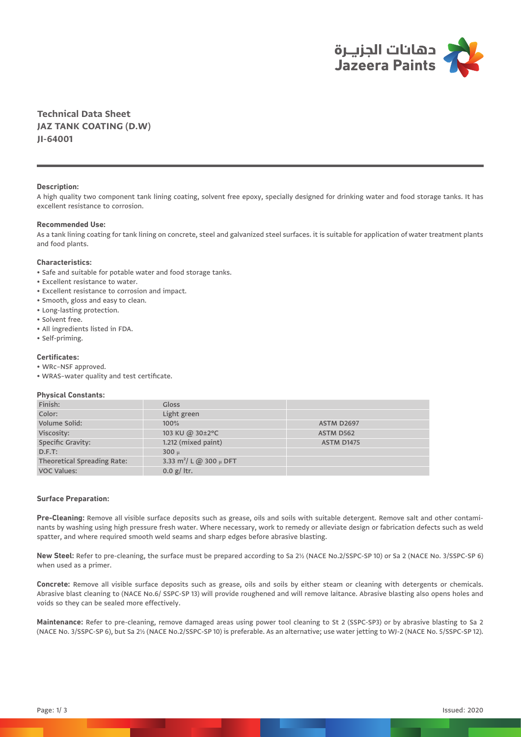دهانات الجزيـرة
Jazeera Paints

# Technical Data Sheet
## JAZ TANK COATING (D.W)
## JI-64001

**Description:**

A high quality two component tank lining coating, solvent free epoxy, specially designed for drinking water and food storage tanks. It has excellent resistance to corrosion.

**Recommended Use:**

As a tank lining coating for tank lining on concrete, steel and galvanized steel surfaces. it is suitable for application of water treatment plants and food plants.

**Characteristics:**

- Safe and suitable for potable water and food storage tanks.
- Excellent resistance to water.
- Excellent resistance to corrosion and impact.
- Smooth, gloss and easy to clean.
- Long-lasting protection.
- Solvent free.
- All ingredients listed in FDA.
- Self-priming.

**Certificates:**

- WRc-NSF approved.
- WRAS-water quality and test certificate.

**Physical Constants:**

| | | |
|---|---|---|
| Finish: | Gloss | |
| Color: | Light green | |
| Volume Solid: | 100% | ASTM D2697 |
| Viscosity: | 103 KU @ 30±2°C | ASTM D562 |
| Specific Gravity: | 1.212 (mixed paint) | ASTM D1475 |
| D.F.T: | 300 µ | |
| Theoretical Spreading Rate: | 3.33 $m^2$/ L @ 300 µ DFT | |
| VOC Values: | 0.0 g/ ltr. | |

**Surface Preparation:**

**Pre-Cleaning:** Remove all visible surface deposits such as grease, oils and soils with suitable detergent. Remove salt and other contaminants by washing using high pressure fresh water. Where necessary, work to remedy or alleviate design or fabrication defects such as weld spatter, and where required smooth weld seams and sharp edges before abrasive blasting.

**New Steel:** Refer to pre-cleaning, the surface must be prepared according to Sa 2½ (NACE No.2/SSPC-SP 10) or Sa 2 (NACE No. 3/SSPC-SP 6) when used as a primer.

**Concrete:** Remove all visible surface deposits such as grease, oils and soils by either steam or cleaning with detergents or chemicals. Abrasive blast cleaning to (NACE No.6/ SSPC-SP 13) will provide roughened and will remove laitance. Abrasive blasting also opens holes and voids so they can be sealed more effectively.

**Maintenance:** Refer to pre-cleaning, remove damaged areas using power tool cleaning to St 2 (SSPC-SP3) or by abrasive blasting to Sa 2 (NACE No. 3/SSPC-SP 6), but Sa 2½ (NACE No.2/SSPC-SP 10) is preferable. As an alternative; use water jetting to WJ-2 (NACE No. 5/SSPC-SP 12).

Issued: 2020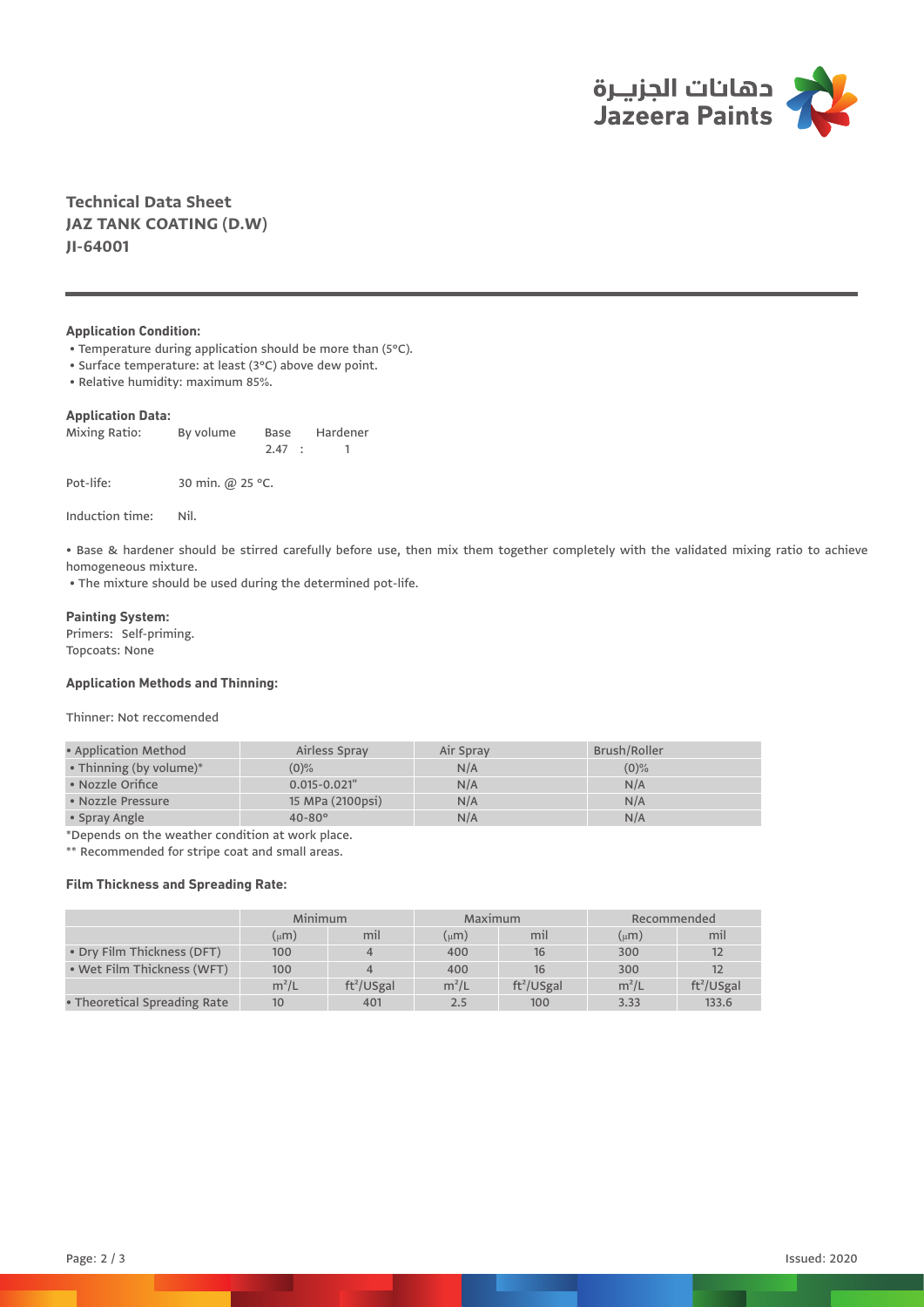## Technical Data Sheet
## JAZ TANK COATING (D.W)
## JI-64001

**Application Condition:**

- Temperature during application should be more than (5°C).
- Surface temperature: at least (3°C) above dew point.
- Relative humidity: maximum 85%.

**Application Data:**

| Mixing Ratio: | By volume | Base | Hardener |
|---|---|---|---|
| | | 2.47 : | 1 |

Pot-life: 30 min. @ 25 °C.

Induction time: Nil.

- Base & hardener should be stirred carefully before use, then mix them together completely with the validated mixing ratio to achieve homogeneous mixture.
- The mixture should be used during the determined pot-life.

**Painting System:**

Primers: Self-priming.
Topcoats: None

**Application Methods and Thinning:**

Thinner: Not reccomended

| • Application Method | Airless Spray | Air Spray | Brush/Roller |
|---|---|---|---|
| • Thinning (by volume)* | (0)% | N/A | (0)% |
| • Nozzle Orifice | 0.015-0.021" | N/A | N/A |
| • Nozzle Pressure | 15 MPa (2100psi) | N/A | N/A |
| • Spray Angle | 40-80° | N/A | N/A |

*Depends on the weather condition at work place.

** Recommended for stripe coat and small areas.

**Film Thickness and Spreading Rate:**

| | Minimum | | Maximum | | Recommended | |
|---|---|---|---|---|---|---|
| | (μm) | mil | (μm) | mil | (μm) | mil |
| • Dry Film Thickness (DFT) | 100 | 4 | 400 | 16 | 300 | 12 |
| • Wet Film Thickness (WFT) | 100 | 4 | 400 | 16 | 300 | 12 |
| | $m^2/L$ | $ft^2/USgal$ | $m^2/L$ | $ft^2/USgal$ | $m^2/L$ | $ft^2/USgal$ |
| • Theoretical Spreading Rate | 10 | 401 | 2.5 | 100 | 3.33 | 133.6 |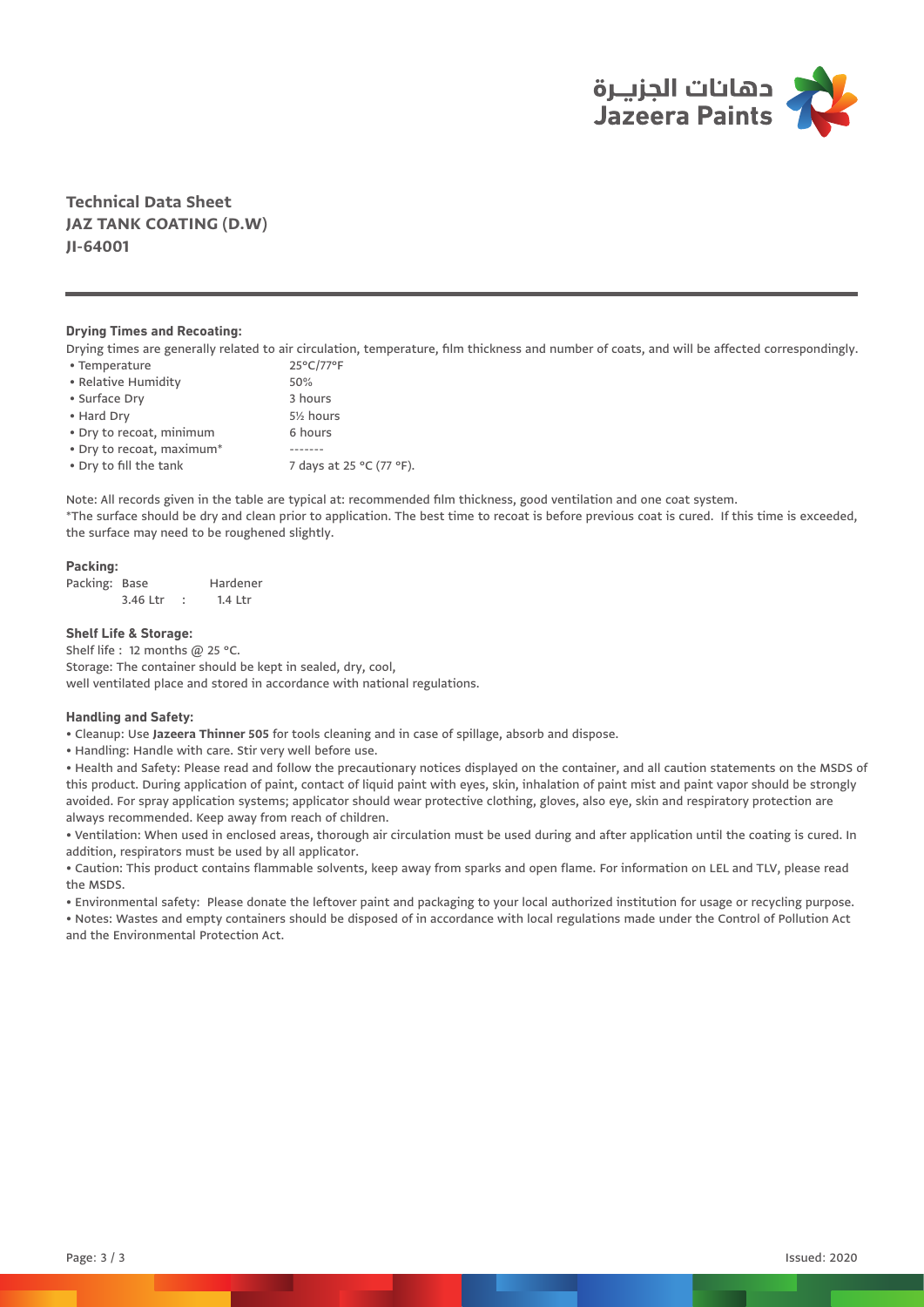# Technical Data Sheet
## JAZ TANK COATING (D.W)
## JI-64001

**Drying Times and Recoating:**

Drying times are generally related to air circulation, temperature, film thickness and number of coats, and will be affected correspondingly.

| | |
|---|---|
| • Temperature | 25°C/77°F |
| • Relative Humidity | 50% |
| • Surface Dry | 3 hours |
| • Hard Dry | 5½ hours |
| • Dry to recoat, minimum | 6 hours |
| • Dry to recoat, maximum* | ------- |
| • Dry to fill the tank | 7 days at 25 °C (77 °F). |

Note: All records given in the table are typical at: recommended film thickness, good ventilation and one coat system.
*The surface should be dry and clean prior to application. The best time to recoat is before previous coat is cured. If this time is exceeded, the surface may need to be roughened slightly.

**Packing:**

Packing: Base Hardener
3.46 Ltr : 1.4 Ltr

**Shelf Life & Storage:**

Shelf life : 12 months @ 25 °C.
Storage: The container should be kept in sealed, dry, cool,
well ventilated place and stored in accordance with national regulations.

**Handling and Safety:**

• Cleanup: Use **Jazeera Thinner 505** for tools cleaning and in case of spillage, absorb and dispose.
• Handling: Handle with care. Stir very well before use.
• Health and Safety: Please read and follow the precautionary notices displayed on the container, and all caution statements on the MSDS of this product. During application of paint, contact of liquid paint with eyes, skin, inhalation of paint mist and paint vapor should be strongly avoided. For spray application systems; applicator should wear protective clothing, gloves, also eye, skin and respiratory protection are always recommended. Keep away from reach of children.
• Ventilation: When used in enclosed areas, thorough air circulation must be used during and after application until the coating is cured. In addition, respirators must be used by all applicator.
• Caution: This product contains flammable solvents, keep away from sparks and open flame. For information on LEL and TLV, please read the MSDS.
• Environmental safety: Please donate the leftover paint and packaging to your local authorized institution for usage or recycling purpose.
• Notes: Wastes and empty containers should be disposed of in accordance with local regulations made under the Control of Pollution Act and the Environmental Protection Act.

Issued: 2020